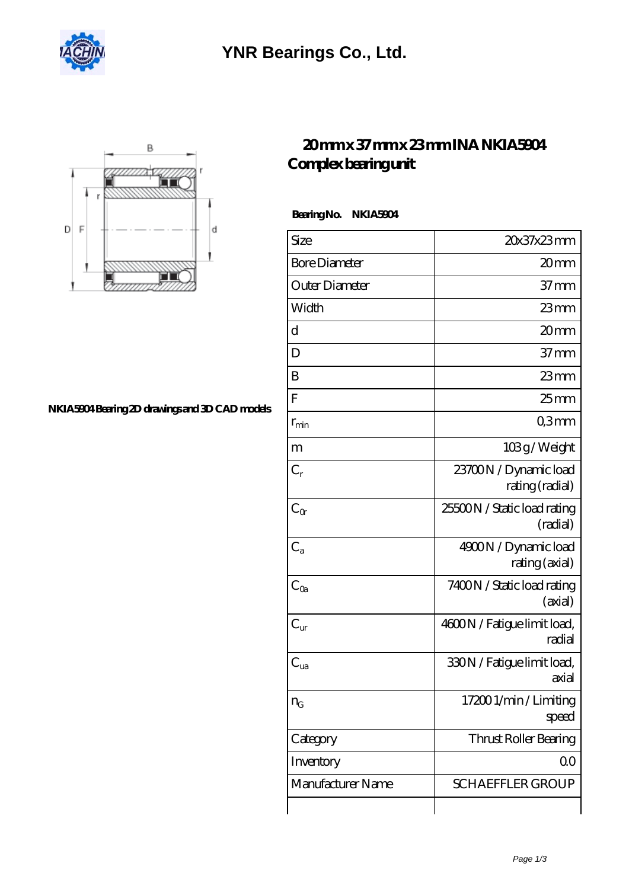# YNR Bearings Co., Ltd.

NKIA5904 Bearing 2D drawings and 3D CAD models

## 20 mm x 37 mm x 23 mm INA NKIA5904 Complex bearing unit

**Bearing No. NKIA5904**

| Size | 20x37x23 mm |
|---|---|
| Bore Diameter | 20 mm |
| Outer Diameter | 37 mm |
| Width | 23 mm |
| d | 20 mm |
| D | 37 mm |
| B | 23 mm |
| F | 25 mm |
| $r_{min}$ | 0,3 mm |
| m | 103 g / Weight |
| $C_r$ | 23700 N / Dynamic load rating (radial) |
| $C_{0r}$ | 25500 N / Static load rating (radial) |
| $C_a$ | 4900 N / Dynamic load rating (axial) |
| $C_{0a}$ | 7400 N / Static load rating (axial) |
| $C_{ur}$ | 4600 N / Fatigue limit load, radial |
| $C_{ua}$ | 330 N / Fatigue limit load, axial |
| $n_G$ | 17200 1/min / Limiting speed |
| Category | Thrust Roller Bearing |
| Inventory | 0.0 |
| Manufacturer Name | SCHAEFFLER GROUP |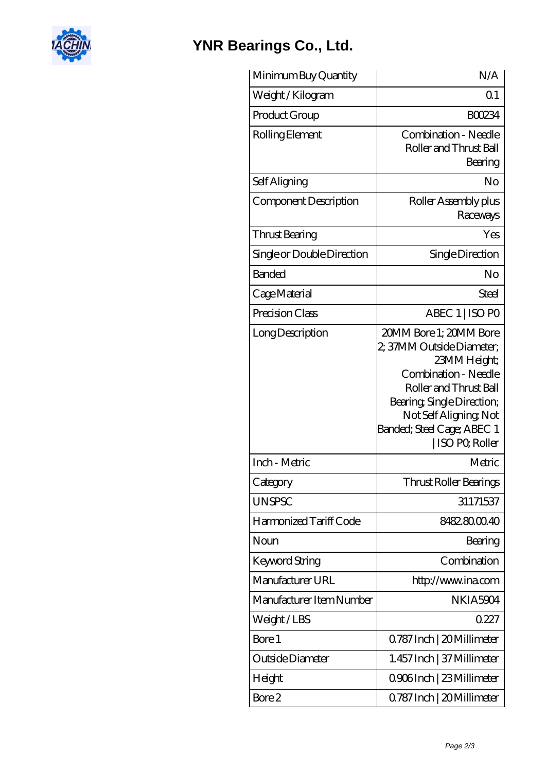# YNR Bearings Co., Ltd.

| | |
|---|---|
| Minimum Buy Quantity | N/A |
| Weight / Kilogram | 0.1 |
| Product Group | B00234 |
| Rolling Element | Combination - Needle Roller and Thrust Ball Bearing |
| Self Aligning | No |
| Component Description | Roller Assembly plus Raceways |
| Thrust Bearing | Yes |
| Single or Double Direction | Single Direction |
| Banded | No |
| Cage Material | Steel |
| Precision Class | ABEC 1 \| ISO P0 |
| Long Description | 20MM Bore 1; 20MM Bore 2; 37MM Outside Diameter; 23MM Height; Combination - Needle Roller and Thrust Ball Bearing; Single Direction; Not Self Aligning; Not Banded; Steel Cage; ABEC 1 \| ISO P0; Roller |
| Inch - Metric | Metric |
| Category | Thrust Roller Bearings |
| UNSPSC | 31171537 |
| Harmonized Tariff Code | 8482.80.00.40 |
| Noun | Bearing |
| Keyword String | Combination |
| Manufacturer URL | http://www.ina.com |
| Manufacturer Item Number | NKIA5904 |
| Weight / LBS | 0.227 |
| Bore 1 | 0.787 Inch \| 20 Millimeter |
| Outside Diameter | 1.457 Inch \| 37 Millimeter |
| Height | 0.906 Inch \| 23 Millimeter |
| Bore 2 | 0.787 Inch \| 20 Millimeter |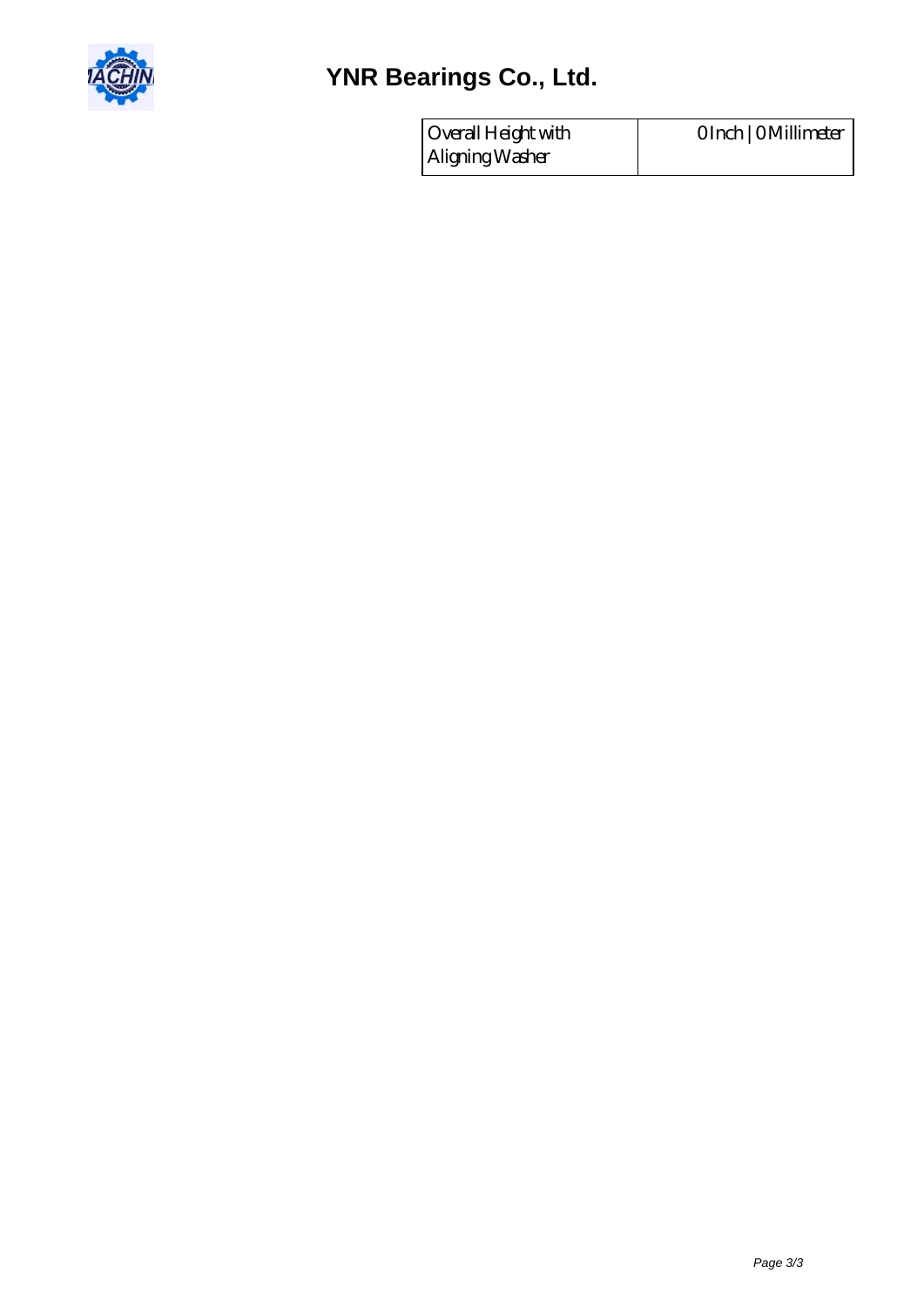| | |
|---|---|
| Overall Height with Aligning Washer | 0 Inch \| 0 Millimeter |